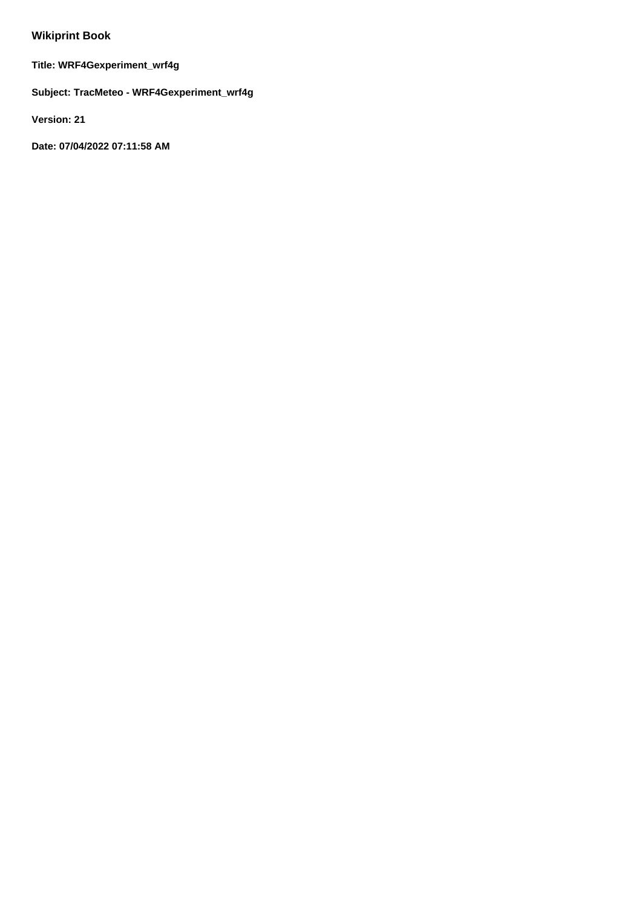## Wikiprint Book

**Title: WRF4Gexperiment_wrf4g**

**Subject: TracMeteo - WRF4Gexperiment_wrf4g**

**Version: 21**

**Date: 07/04/2022 07:11:58 AM**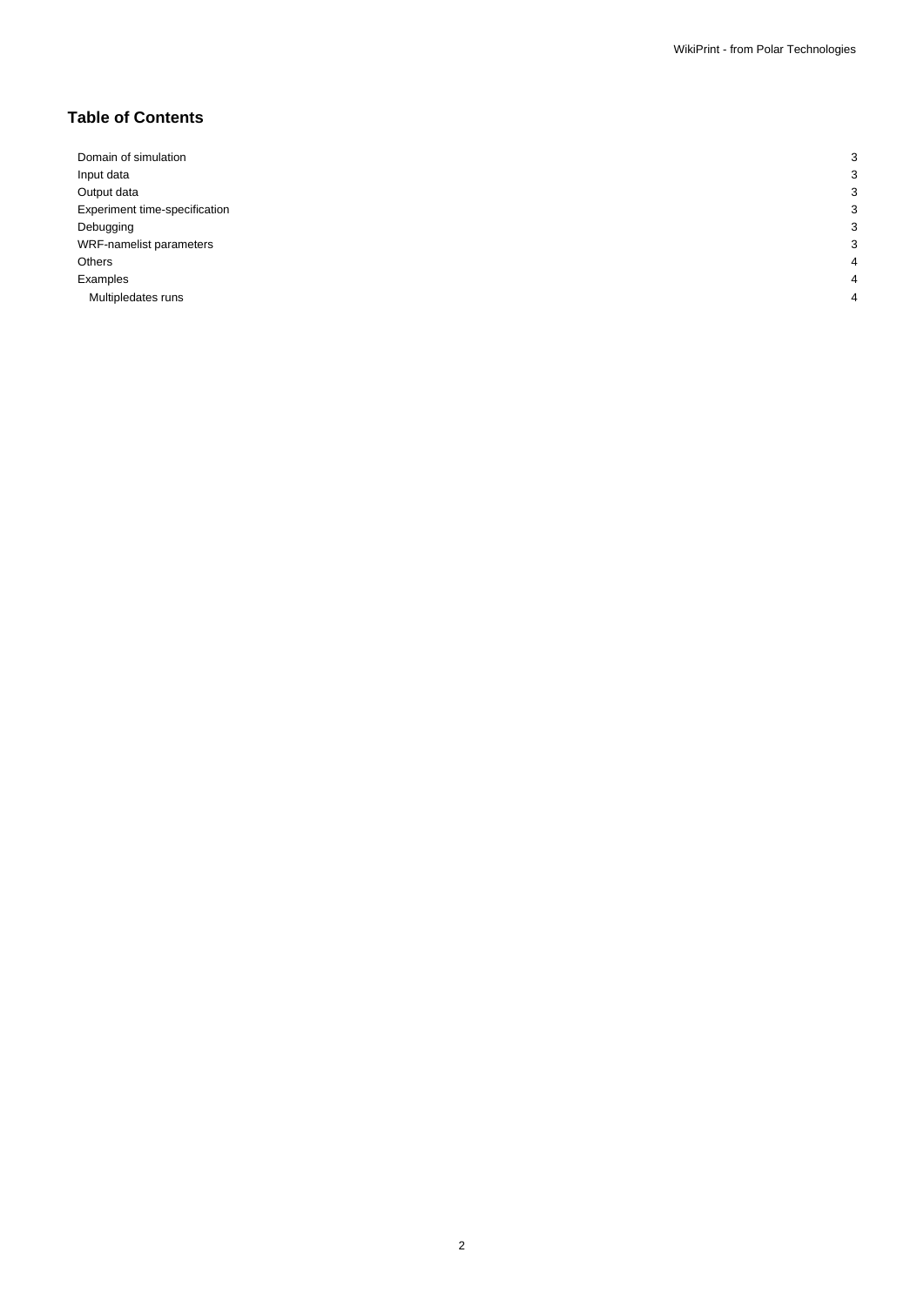# Table of Contents

| | |
|---|---|
| Domain of simulation | 3 |
| Input data | 3 |
| Output data | 3 |
| Experiment time-specification | 3 |
| Debugging | 3 |
| WRF-namelist parameters | 3 |
| Others | 4 |
| Examples | 4 |
| Multipledates runs | 4 |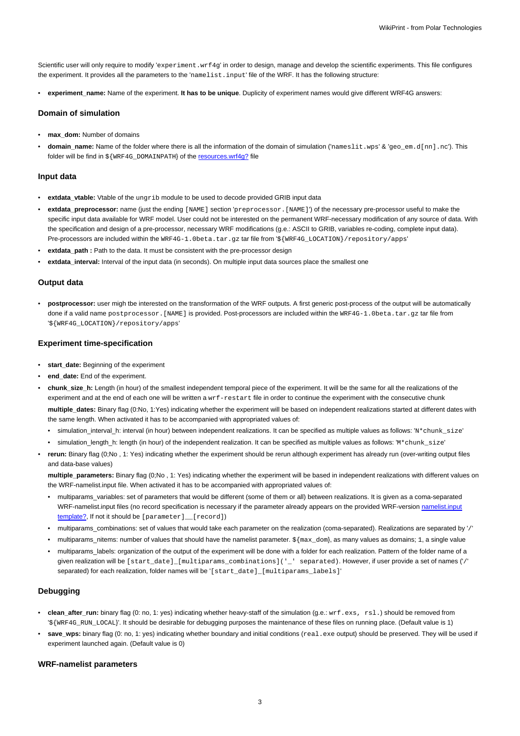Scientific user will only require to modify '`experiment.wrf4g`' in order to design, manage and develop the scientific experiments. This file configures the experiment. It provides all the parameters to the '`namelist.input`' file of the WRF. It has the following structure:

- **experiment_name:** Name of the experiment. **It has to be unique**. Duplicity of experiment names would give different WRF4G answers:

### Domain of simulation

- **max_dom:** Number of domains
- **domain_name:** Name of the folder where there is all the information of the domain of simulation ('`nameslit.wps`' & '`geo_em.d[nn].nc`'). This folder will be find in `${WRF4G_DOMAINPATH}` of the resources.wrf4g? file

### Input data

- **extdata_vtable:** Vtable of the `ungrib` module to be used to decode provided GRIB input data
- **extdata_preprocessor:** name (just the ending `[NAME]` section '`preprocessor.[NAME]`') of the necessary pre-processor useful to make the specific input data available for WRF model. User could not be interested on the permanent WRF-necessary modification of any source of data. With the specification and design of a pre-processor, necessary WRF modifications (g.e.: ASCII to GRIB, variables re-coding, complete input data). Pre-processors are included within the `WRF4G-1.0beta.tar.gz` tar file from '`${WRF4G_LOCATION}/repository/apps`'
- **extdata_path :** Path to the data. It must be consistent with the pre-processor design
- **extdata_interval:** Interval of the input data (in seconds). On multiple input data sources place the smallest one

### Output data

- **postprocessor:** user migh tbe interested on the transformation of the WRF outputs. A first generic post-process of the output will be automatically done if a valid name `postprocessor.[NAME]` is provided. Post-processors are included within the `WRF4G-1.0beta.tar.gz` tar file from '`${WRF4G_LOCATION}/repository/apps`'

### Experiment time-specification

- **start_date:** Beginning of the experiment
- **end_date:** End of the experiment.
- **chunk_size_h:** Length (in hour) of the smallest independent temporal piece of the experiment. It will be the same for all the realizations of the experiment and at the end of each one will be written a `wrf-restart` file in order to continue the experiment with the consecutive chunk

  **multiple_dates:** Binary flag (0:No, 1:Yes) indicating whether the experiment will be based on independent realizations started at different dates with the same length. When activated it has to be accompanied with appropriated values of:
  - simulation_interval_h: interval (in hour) between independent realizations. It can be specified as multiple values as follows: '`N*chunk_size`'
  - simulation_length_h: length (in hour) of the independent realization. It can be specified as multiple values as follows: '`M*chunk_size`'
- **rerun:** Binary flag (0;No , 1: Yes) indicating whether the experiment should be rerun although experiment has already run (over-writing output files and data-base values)

  **multiple_parameters:** Binary flag (0;No , 1: Yes) indicating whether the experiment will be based in independent realizations with different values on the WRF-namelist.input file. When activated it has to be accompanied with appropriated values of:
  - multiparams_variables: set of parameters that would be different (some of them or all) between realizations. It is given as a coma-separated WRF-namelist.input files (no record specification is necessary if the parameter already appears on the provided WRF-version namelist.input template?, If not it should be `[parameter]__[record]`)
  - multiparams_combinations: set of values that would take each parameter on the realization (coma-separated). Realizations are separated by '`/`'
  - multiparams_nitems: number of values that should have the namelist parameter. `${max_dom}`, as many values as domains; `1`, a single value
  - multiparams_labels: organization of the output of the experiment will be done with a folder for each realization. Pattern of the folder name of a given realization will be `[start_date]_[multiparams_combinations]('_' separated)`. However, if user provide a set of names ('`/`' separated) for each realization, folder names will be '`[start_date]_[multiparams_labels]`'

### Debugging

- **clean_after_run:** binary flag (0: no, 1: yes) indicating whether heavy-staff of the simulation (g.e.: `wrf.exs, rsl.`) should be removed from '`${WRF4G_RUN_LOCAL}`'. It should be desirable for debugging purposes the maintenance of these files on running place. (Default value is 1)
- **save_wps:** binary flag (0: no, 1: yes) indicating whether boundary and initial conditions (`real.exe` output) should be preserved. They will be used if experiment launched again. (Default value is 0)

### WRF-namelist parameters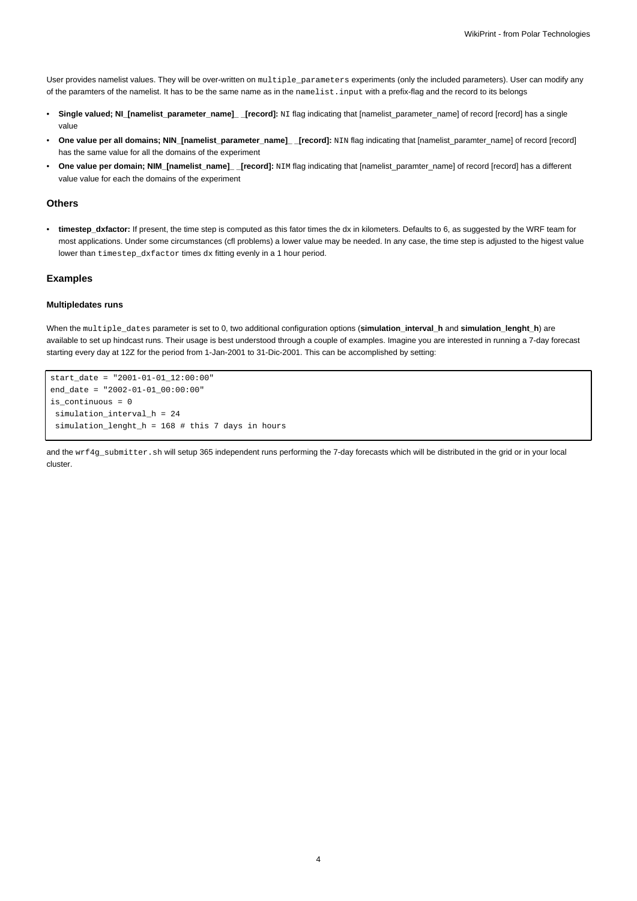User provides namelist values. They will be over-written on `multiple_parameters` experiments (only the included parameters). User can modify any of the paramters of the namelist. It has to be the same name as in the `namelist.input` with a prefix-flag and the record to its belongs

- **Single valued; NI_[namelist_parameter_name]_ _[record]:** `NI` flag indicating that [namelist_parameter_name] of record [record] has a single value
- **One value per all domains; NIN_[namelist_parameter_name]_ _[record]:** `NIN` flag indicating that [namelist_paramter_name] of record [record] has the same value for all the domains of the experiment
- **One value per domain; NIM_[namelist_name]_ _[record]:** `NIM` flag indicating that [namelist_paramter_name] of record [record] has a different value value for each the domains of the experiment

### Others

- **timestep_dxfactor:** If present, the time step is computed as this fator times the dx in kilometers. Defaults to 6, as suggested by the WRF team for most applications. Under some circumstances (cfl problems) a lower value may be needed. In any case, the time step is adjusted to the higest value lower than `timestep_dxfactor` times `dx` fitting evenly in a 1 hour period.

### Examples

#### Multipledates runs

When the `multiple_dates` parameter is set to 0, two additional configuration options (**simulation_interval_h** and **simulation_lenght_h**) are available to set up hindcast runs. Their usage is best understood through a couple of examples. Imagine you are interested in running a 7-day forecast starting every day at 12Z for the period from 1-Jan-2001 to 31-Dic-2001. This can be accomplished by setting:

```
start_date = "2001-01-01_12:00:00"
end_date = "2002-01-01_00:00:00"
is_continuous = 0
 simulation_interval_h = 24
 simulation_lenght_h = 168 # this 7 days in hours
```

and the `wrf4g_submitter.sh` will setup 365 independent runs performing the 7-day forecasts which will be distributed in the grid or in your local cluster.